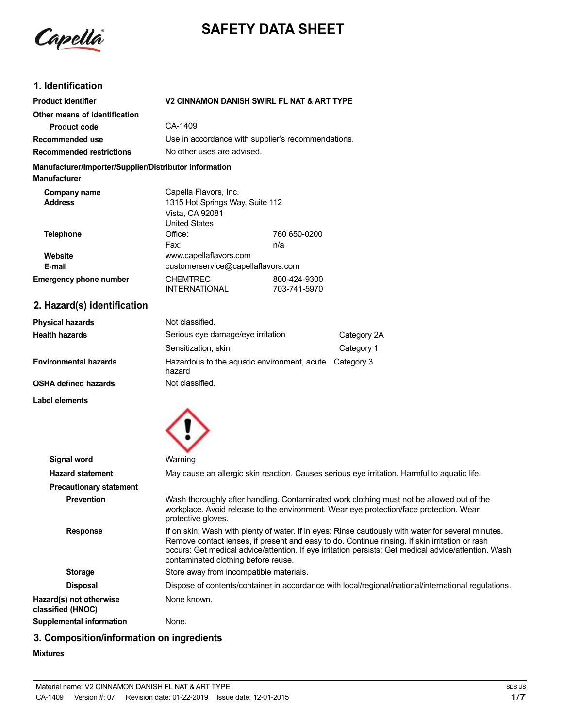# SAFETY DATA SHEET

## 1. Identification

| | |
|---|---|
| **Product identifier** | **V2 CINNAMON DANISH SWIRL FL NAT & ART TYPE** |
| **Other means of identification** | |
| **Product code** | CA-1409 |
| **Recommended use** | Use in accordance with supplier's recommendations. |
| **Recommended restrictions** | No other uses are advised. |

**Manufacturer/Importer/Supplier/Distributor information**

**Manufacturer**

| | | |
|---|---|---|
| **Company name** | Capella Flavors, Inc. | |
| **Address** | 1315 Hot Springs Way, Suite 112<br>Vista, CA 92081<br>United States | |
| **Telephone** | Office: | 760 650-0200 |
| | Fax: | n/a |
| **Website** | www.capellaflavors.com | |
| **E-mail** | customerservice@capellaflavors.com | |
| **Emergency phone number** | CHEMTREC | 800-424-9300 |
| | INTERNATIONAL | 703-741-5970 |

## 2. Hazard(s) identification

| | | |
|---|---|---|
| **Physical hazards** | Not classified. | |
| **Health hazards** | Serious eye damage/eye irritation | Category 2A |
| | Sensitization, skin | Category 1 |
| **Environmental hazards** | Hazardous to the aquatic environment, acute hazard | Category 3 |
| **OSHA defined hazards** | Not classified. | |

**Label elements**

| | |
|---|---|
| **Signal word** | Warning |
| **Hazard statement** | May cause an allergic skin reaction. Causes serious eye irritation. Harmful to aquatic life. |
| **Precautionary statement** | |
| **Prevention** | Wash thoroughly after handling. Contaminated work clothing must not be allowed out of the workplace. Avoid release to the environment. Wear eye protection/face protection. Wear protective gloves. |
| **Response** | If on skin: Wash with plenty of water. If in eyes: Rinse cautiously with water for several minutes. Remove contact lenses, if present and easy to do. Continue rinsing. If skin irritation or rash occurs: Get medical advice/attention. If eye irritation persists: Get medical advice/attention. Wash contaminated clothing before reuse. |
| **Storage** | Store away from incompatible materials. |
| **Disposal** | Dispose of contents/container in accordance with local/regional/national/international regulations. |
| **Hazard(s) not otherwise classified (HNOC)** | None known. |
| **Supplemental information** | None. |

## 3. Composition/information on ingredients

**Mixtures**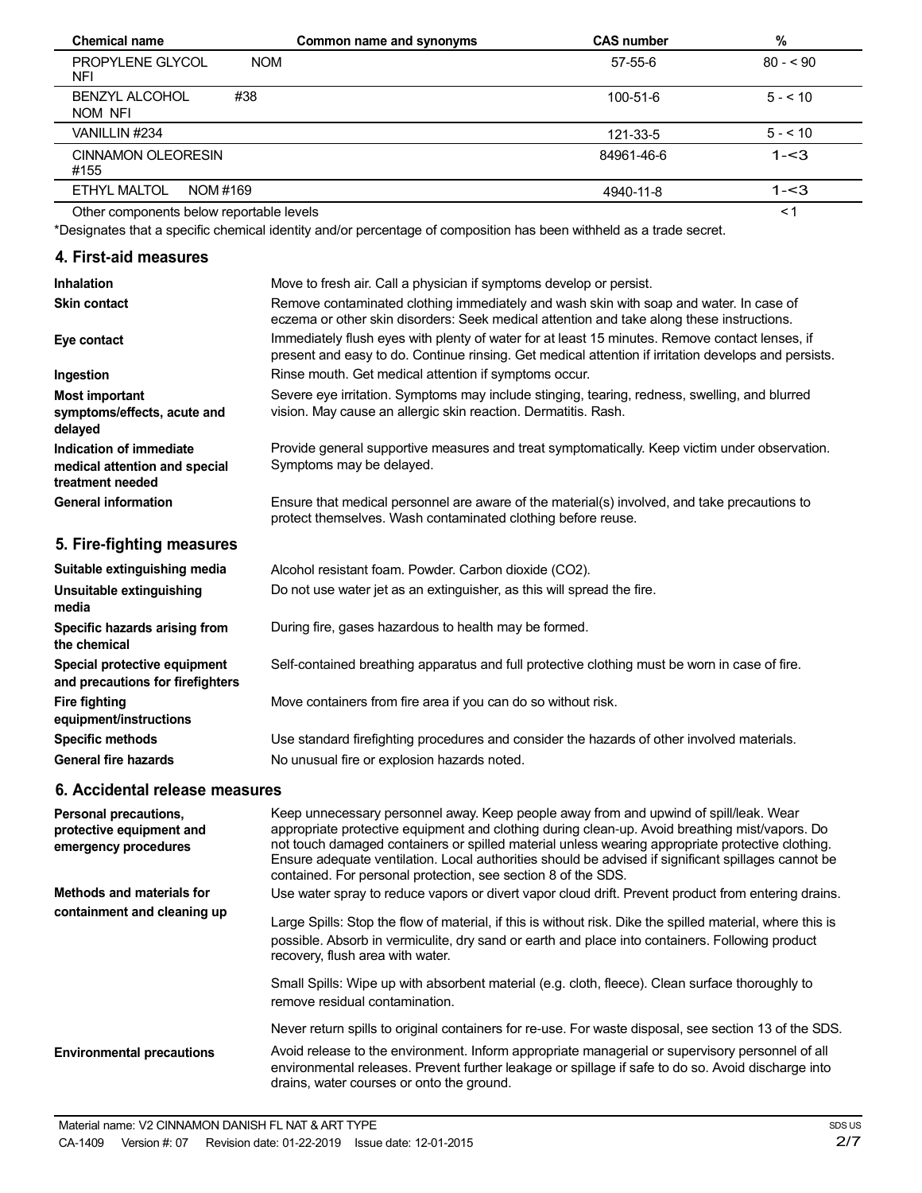| Chemical name | Common name and synonyms | CAS number | % |
|---|---|---|---|
| PROPYLENE GLYCOL NOM NFI | | 57-55-6 | 80 - < 90 |
| BENZYL ALCOHOL #38 NOM NFI | | 100-51-6 | 5 - < 10 |
| VANILLIN #234 | | 121-33-5 | 5 - < 10 |
| CINNAMON OLEORESIN #155 | | 84961-46-6 | 1-<3 |
| ETHYL MALTOL NOM #169 | | 4940-11-8 | 1-<3 |
| Other components below reportable levels | | | < 1 |

*Designates that a specific chemical identity and/or percentage of composition has been withheld as a trade secret.

## 4. First-aid measures

**Inhalation**
Move to fresh air. Call a physician if symptoms develop or persist.

**Skin contact**
Remove contaminated clothing immediately and wash skin with soap and water. In case of eczema or other skin disorders: Seek medical attention and take along these instructions.

**Eye contact**
Immediately flush eyes with plenty of water for at least 15 minutes. Remove contact lenses, if present and easy to do. Continue rinsing. Get medical attention if irritation develops and persists.

**Ingestion**
Rinse mouth. Get medical attention if symptoms occur.

**Most important symptoms/effects, acute and delayed**
Severe eye irritation. Symptoms may include stinging, tearing, redness, swelling, and blurred vision. May cause an allergic skin reaction. Dermatitis. Rash.

**Indication of immediate medical attention and special treatment needed**
Provide general supportive measures and treat symptomatically. Keep victim under observation. Symptoms may be delayed.

**General information**
Ensure that medical personnel are aware of the material(s) involved, and take precautions to protect themselves. Wash contaminated clothing before reuse.

## 5. Fire-fighting measures

**Suitable extinguishing media**
Alcohol resistant foam. Powder. Carbon dioxide ($CO_2$).

**Unsuitable extinguishing media**
Do not use water jet as an extinguisher, as this will spread the fire.

**Specific hazards arising from the chemical**
During fire, gases hazardous to health may be formed.

**Special protective equipment and precautions for firefighters**
Self-contained breathing apparatus and full protective clothing must be worn in case of fire.

**Fire fighting equipment/instructions**
Move containers from fire area if you can do so without risk.

**Specific methods**
Use standard firefighting procedures and consider the hazards of other involved materials.

**General fire hazards**
No unusual fire or explosion hazards noted.

## 6. Accidental release measures

**Personal precautions, protective equipment and emergency procedures**
Keep unnecessary personnel away. Keep people away from and upwind of spill/leak. Wear appropriate protective equipment and clothing during clean-up. Avoid breathing mist/vapors. Do not touch damaged containers or spilled material unless wearing appropriate protective clothing. Ensure adequate ventilation. Local authorities should be advised if significant spillages cannot be contained. For personal protection, see section 8 of the SDS.

**Methods and materials for containment and cleaning up**
Use water spray to reduce vapors or divert vapor cloud drift. Prevent product from entering drains.

Large Spills: Stop the flow of material, if this is without risk. Dike the spilled material, where this is possible. Absorb in vermiculite, dry sand or earth and place into containers. Following product recovery, flush area with water.

Small Spills: Wipe up with absorbent material (e.g. cloth, fleece). Clean surface thoroughly to remove residual contamination.

Never return spills to original containers for re-use. For waste disposal, see section 13 of the SDS.

**Environmental precautions**
Avoid release to the environment. Inform appropriate managerial or supervisory personnel of all environmental releases. Prevent further leakage or spillage if safe to do so. Avoid discharge into drains, water courses or onto the ground.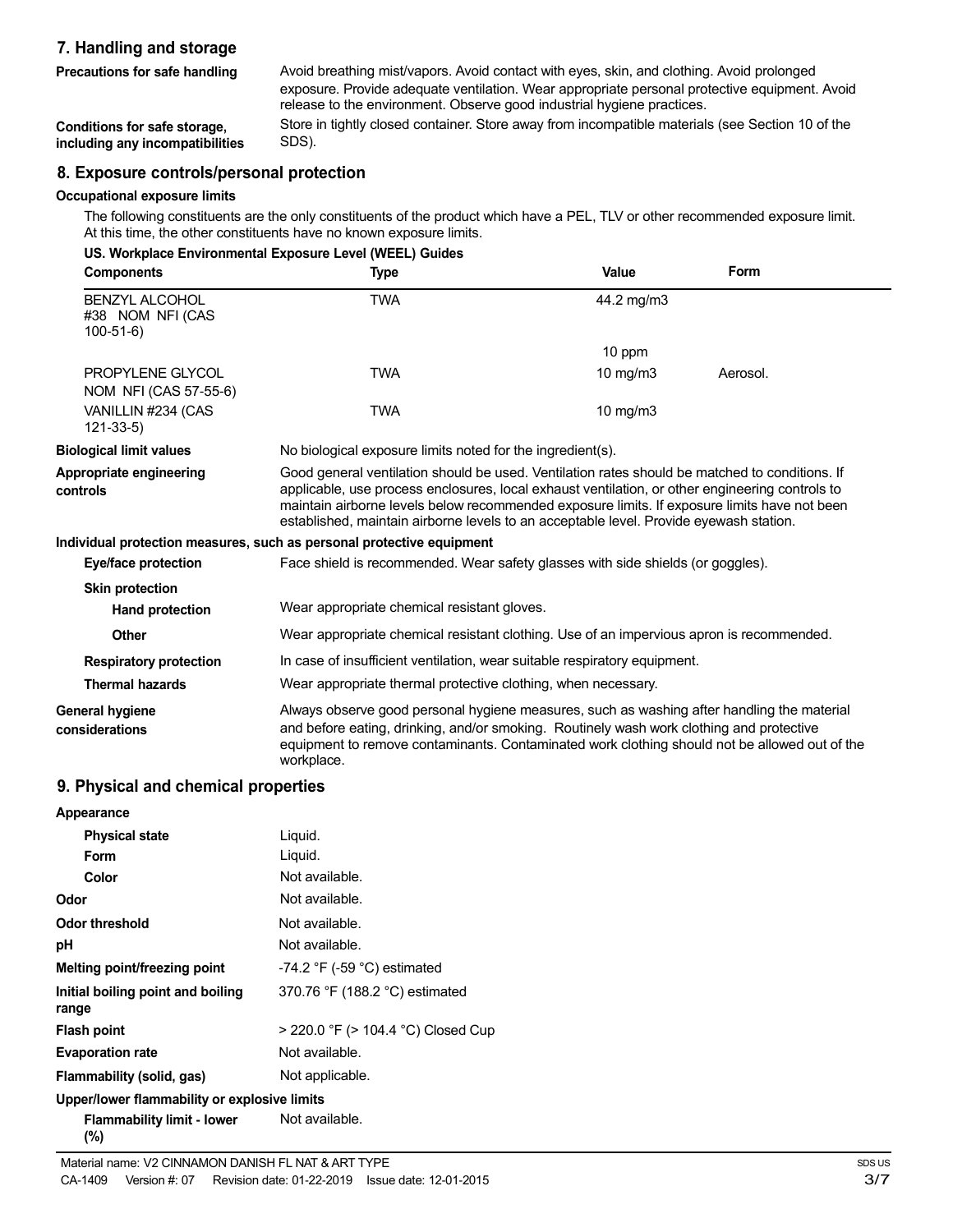## 7. Handling and storage

**Precautions for safe handling**
Avoid breathing mist/vapors. Avoid contact with eyes, skin, and clothing. Avoid prolonged exposure. Provide adequate ventilation. Wear appropriate personal protective equipment. Avoid release to the environment. Observe good industrial hygiene practices.

**Conditions for safe storage, including any incompatibilities**
Store in tightly closed container. Store away from incompatible materials (see Section 10 of the SDS).

## 8. Exposure controls/personal protection

**Occupational exposure limits**

The following constituents are the only constituents of the product which have a PEL, TLV or other recommended exposure limit. At this time, the other constituents have no known exposure limits.

**US. Workplace Environmental Exposure Level (WEEL) Guides**

| Components | Type | Value | Form |
|---|---|---|---|
| BENZYL ALCOHOL #38 NOM NFI (CAS 100-51-6) | TWA | 44.2 mg/m3 | |
| | | 10 ppm | |
| PROPYLENE GLYCOL NOM NFI (CAS 57-55-6) | TWA | 10 mg/m3 | Aerosol. |
| VANILLIN #234 (CAS 121-33-5) | TWA | 10 mg/m3 | |

**Biological limit values**
No biological exposure limits noted for the ingredient(s).

**Appropriate engineering controls**
Good general ventilation should be used. Ventilation rates should be matched to conditions. If applicable, use process enclosures, local exhaust ventilation, or other engineering controls to maintain airborne levels below recommended exposure limits. If exposure limits have not been established, maintain airborne levels to an acceptable level. Provide eyewash station.

**Individual protection measures, such as personal protective equipment**

**Eye/face protection**
Face shield is recommended. Wear safety glasses with side shields (or goggles).

**Skin protection**

**Hand protection**
Wear appropriate chemical resistant gloves.

**Other**
Wear appropriate chemical resistant clothing. Use of an impervious apron is recommended.

**Respiratory protection**
In case of insufficient ventilation, wear suitable respiratory equipment.

**Thermal hazards**
Wear appropriate thermal protective clothing, when necessary.

**General hygiene considerations**
Always observe good personal hygiene measures, such as washing after handling the material and before eating, drinking, and/or smoking. Routinely wash work clothing and protective equipment to remove contaminants. Contaminated work clothing should not be allowed out of the workplace.

## 9. Physical and chemical properties

**Appearance**

| | |
|---|---|
| **Physical state** | Liquid. |
| **Form** | Liquid. |
| **Color** | Not available. |
| **Odor** | Not available. |
| **Odor threshold** | Not available. |
| **pH** | Not available. |
| **Melting point/freezing point** | -74.2 °F (-59 °C) estimated |
| **Initial boiling point and boiling range** | 370.76 °F (188.2 °C) estimated |
| **Flash point** | > 220.0 °F (> 104.4 °C) Closed Cup |
| **Evaporation rate** | Not available. |
| **Flammability (solid, gas)** | Not applicable. |

**Upper/lower flammability or explosive limits**

| | |
|---|---|
| **Flammability limit - lower (%)** | Not available. |

Material name: V2 CINNAMON DANISH FL NAT & ART TYPE
CA-1409 Version #: 07 Revision date: 01-22-2019 Issue date: 12-01-2015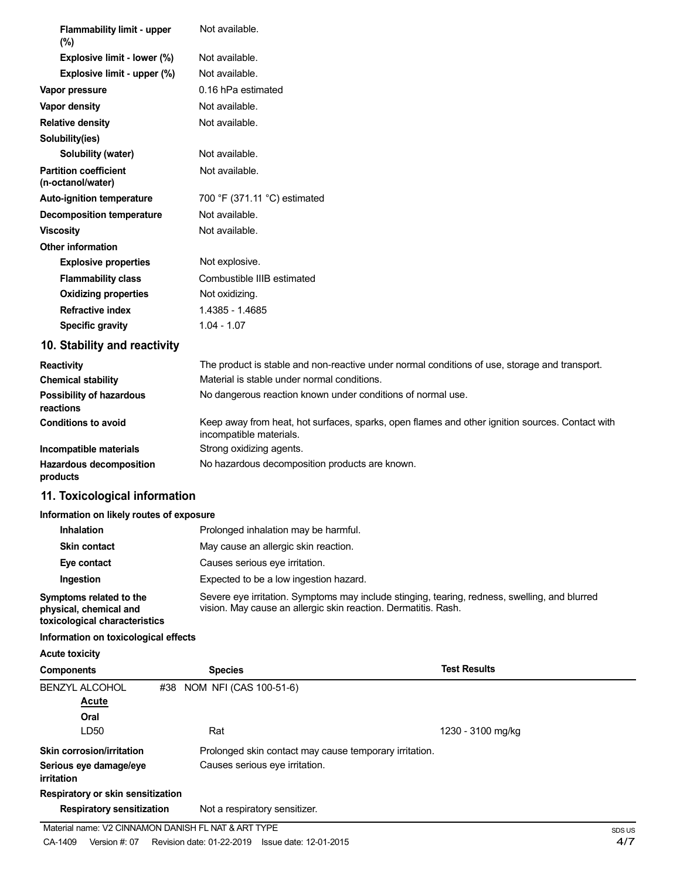| | |
|---|---|
| **Flammability limit - upper (%)** | Not available. |
| **Explosive limit - lower (%)** | Not available. |
| **Explosive limit - upper (%)** | Not available. |
| **Vapor pressure** | 0.16 hPa estimated |
| **Vapor density** | Not available. |
| **Relative density** | Not available. |
| **Solubility(ies)** | |
| **Solubility (water)** | Not available. |
| **Partition coefficient (n-octanol/water)** | Not available. |
| **Auto-ignition temperature** | 700 °F (371.11 °C) estimated |
| **Decomposition temperature** | Not available. |
| **Viscosity** | Not available. |
| **Other information** | |
| **Explosive properties** | Not explosive. |
| **Flammability class** | Combustible IIIB estimated |
| **Oxidizing properties** | Not oxidizing. |
| **Refractive index** | 1.4385 - 1.4685 |
| **Specific gravity** | 1.04 - 1.07 |

## 10. Stability and reactivity

| | |
|---|---|
| **Reactivity** | The product is stable and non-reactive under normal conditions of use, storage and transport. |
| **Chemical stability** | Material is stable under normal conditions. |
| **Possibility of hazardous reactions** | No dangerous reaction known under conditions of normal use. |
| **Conditions to avoid** | Keep away from heat, hot surfaces, sparks, open flames and other ignition sources. Contact with incompatible materials. |
| **Incompatible materials** | Strong oxidizing agents. |
| **Hazardous decomposition products** | No hazardous decomposition products are known. |

## 11. Toxicological information

**Information on likely routes of exposure**

| | |
|---|---|
| **Inhalation** | Prolonged inhalation may be harmful. |
| **Skin contact** | May cause an allergic skin reaction. |
| **Eye contact** | Causes serious eye irritation. |
| **Ingestion** | Expected to be a low ingestion hazard. |
| **Symptoms related to the physical, chemical and toxicological characteristics** | Severe eye irritation. Symptoms may include stinging, tearing, redness, swelling, and blurred vision. May cause an allergic skin reaction. Dermatitis. Rash. |

**Information on toxicological effects**

**Acute toxicity**

| Components | Species | Test Results |
|---|---|---|
| BENZYL ALCOHOL #38 NOM NFI (CAS 100-51-6) | | |
| **Acute** | | |
| **Oral** | | |
| LD50 | Rat | 1230 - 3100 mg/kg |

| | |
|---|---|
| **Skin corrosion/irritation** | Prolonged skin contact may cause temporary irritation. |
| **Serious eye damage/eye irritation** | Causes serious eye irritation. |
| **Respiratory or skin sensitization** | |
| **Respiratory sensitization** | Not a respiratory sensitizer. |

Material name: V2 CINNAMON DANISH FL NAT & ART TYPE

CA-1409 Version #: 07 Revision date: 01-22-2019 Issue date: 12-01-2015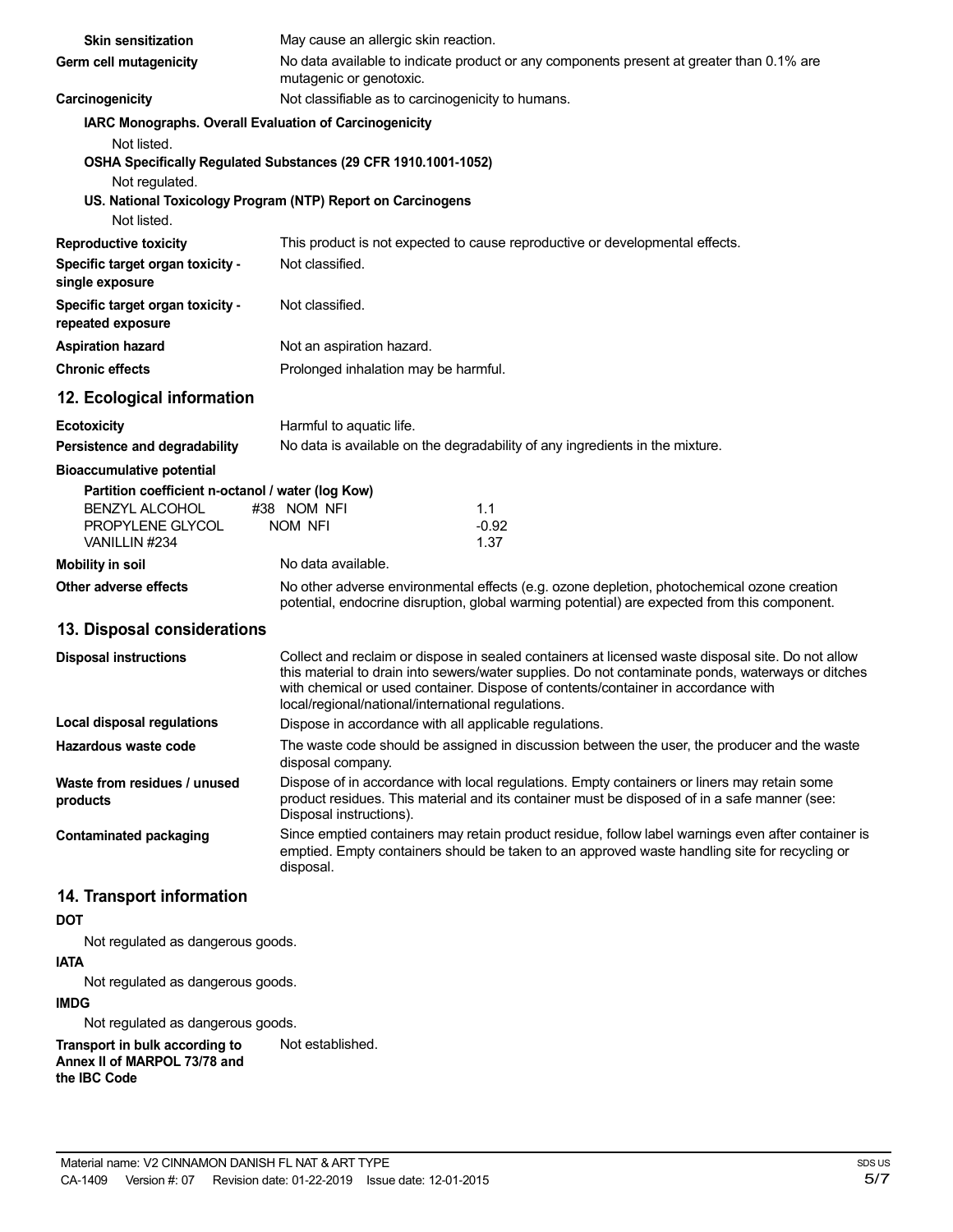**Skin sensitization** May cause an allergic skin reaction.

**Germ cell mutagenicity** No data available to indicate product or any components present at greater than 0.1% are mutagenic or genotoxic.

**Carcinogenicity** Not classifiable as to carcinogenicity to humans.

**IARC Monographs. Overall Evaluation of Carcinogenicity**

Not listed.

**OSHA Specifically Regulated Substances (29 CFR 1910.1001-1052)**

Not regulated.

**US. National Toxicology Program (NTP) Report on Carcinogens**

Not listed.

**Reproductive toxicity** This product is not expected to cause reproductive or developmental effects.

**Specific target organ toxicity - single exposure** Not classified.

**Specific target organ toxicity - repeated exposure** Not classified.

**Aspiration hazard** Not an aspiration hazard.

**Chronic effects** Prolonged inhalation may be harmful.

## 12. Ecological information

**Ecotoxicity** Harmful to aquatic life.

**Persistence and degradability** No data is available on the degradability of any ingredients in the mixture.

**Bioaccumulative potential**

**Partition coefficient n-octanol / water (log Kow)**

| | |
|---|---|
| BENZYL ALCOHOL #38 NOM NFI | 1.1 |
| PROPYLENE GLYCOL NOM NFI | -0.92 |
| VANILLIN #234 | 1.37 |

**Mobility in soil** No data available.

**Other adverse effects** No other adverse environmental effects (e.g. ozone depletion, photochemical ozone creation potential, endocrine disruption, global warming potential) are expected from this component.

## 13. Disposal considerations

**Disposal instructions** Collect and reclaim or dispose in sealed containers at licensed waste disposal site. Do not allow this material to drain into sewers/water supplies. Do not contaminate ponds, waterways or ditches with chemical or used container. Dispose of contents/container in accordance with local/regional/national/international regulations.

**Local disposal regulations** Dispose in accordance with all applicable regulations.

**Hazardous waste code** The waste code should be assigned in discussion between the user, the producer and the waste disposal company.

**Waste from residues / unused products** Dispose of in accordance with local regulations. Empty containers or liners may retain some product residues. This material and its container must be disposed of in a safe manner (see: Disposal instructions).

**Contaminated packaging** Since emptied containers may retain product residue, follow label warnings even after container is emptied. Empty containers should be taken to an approved waste handling site for recycling or disposal.

## 14. Transport information

**DOT**

Not regulated as dangerous goods.

**IATA**

Not regulated as dangerous goods.

**IMDG**

Not regulated as dangerous goods.

**Transport in bulk according to Annex II of MARPOL 73/78 and the IBC Code** Not established.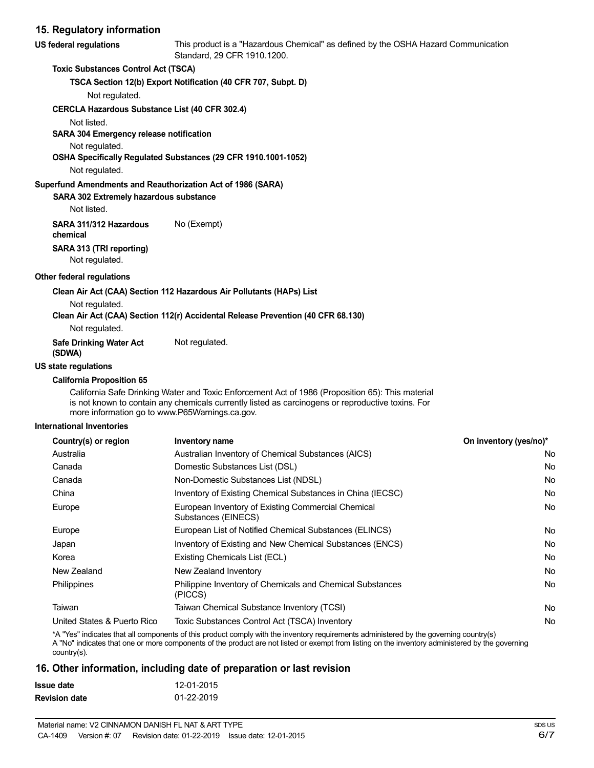## 15. Regulatory information

**US federal regulations** This product is a "Hazardous Chemical" as defined by the OSHA Hazard Communication Standard, 29 CFR 1910.1200.

**Toxic Substances Control Act (TSCA)**

**TSCA Section 12(b) Export Notification (40 CFR 707, Subpt. D)**

Not regulated.

**CERCLA Hazardous Substance List (40 CFR 302.4)**

Not listed.

**SARA 304 Emergency release notification**

Not regulated.

**OSHA Specifically Regulated Substances (29 CFR 1910.1001-1052)**

Not regulated.

**Superfund Amendments and Reauthorization Act of 1986 (SARA)**

**SARA 302 Extremely hazardous substance**

Not listed.

**SARA 311/312 Hazardous chemical** No (Exempt)

**SARA 313 (TRI reporting)**

Not regulated.

**Other federal regulations**

**Clean Air Act (CAA) Section 112 Hazardous Air Pollutants (HAPs) List**

Not regulated.

**Clean Air Act (CAA) Section 112(r) Accidental Release Prevention (40 CFR 68.130)**

Not regulated.

**Safe Drinking Water Act (SDWA)** Not regulated.

**US state regulations**

**California Proposition 65**

California Safe Drinking Water and Toxic Enforcement Act of 1986 (Proposition 65): This material is not known to contain any chemicals currently listed as carcinogens or reproductive toxins. For more information go to www.P65Warnings.ca.gov.

**International Inventories**

| Country(s) or region | Inventory name | On inventory (yes/no)* |
|---|---|---|
| Australia | Australian Inventory of Chemical Substances (AICS) | No |
| Canada | Domestic Substances List (DSL) | No |
| Canada | Non-Domestic Substances List (NDSL) | No |
| China | Inventory of Existing Chemical Substances in China (IECSC) | No |
| Europe | European Inventory of Existing Commercial Chemical Substances (EINECS) | No |
| Europe | European List of Notified Chemical Substances (ELINCS) | No |
| Japan | Inventory of Existing and New Chemical Substances (ENCS) | No |
| Korea | Existing Chemicals List (ECL) | No |
| New Zealand | New Zealand Inventory | No |
| Philippines | Philippine Inventory of Chemicals and Chemical Substances (PICCS) | No |
| Taiwan | Taiwan Chemical Substance Inventory (TCSI) | No |
| United States & Puerto Rico | Toxic Substances Control Act (TSCA) Inventory | No |

*A "Yes" indicates that all components of this product comply with the inventory requirements administered by the governing country(s)
A "No" indicates that one or more components of the product are not listed or exempt from listing on the inventory administered by the governing country(s).

## 16. Other information, including date of preparation or last revision

**Issue date** 12-01-2015

**Revision date** 01-22-2019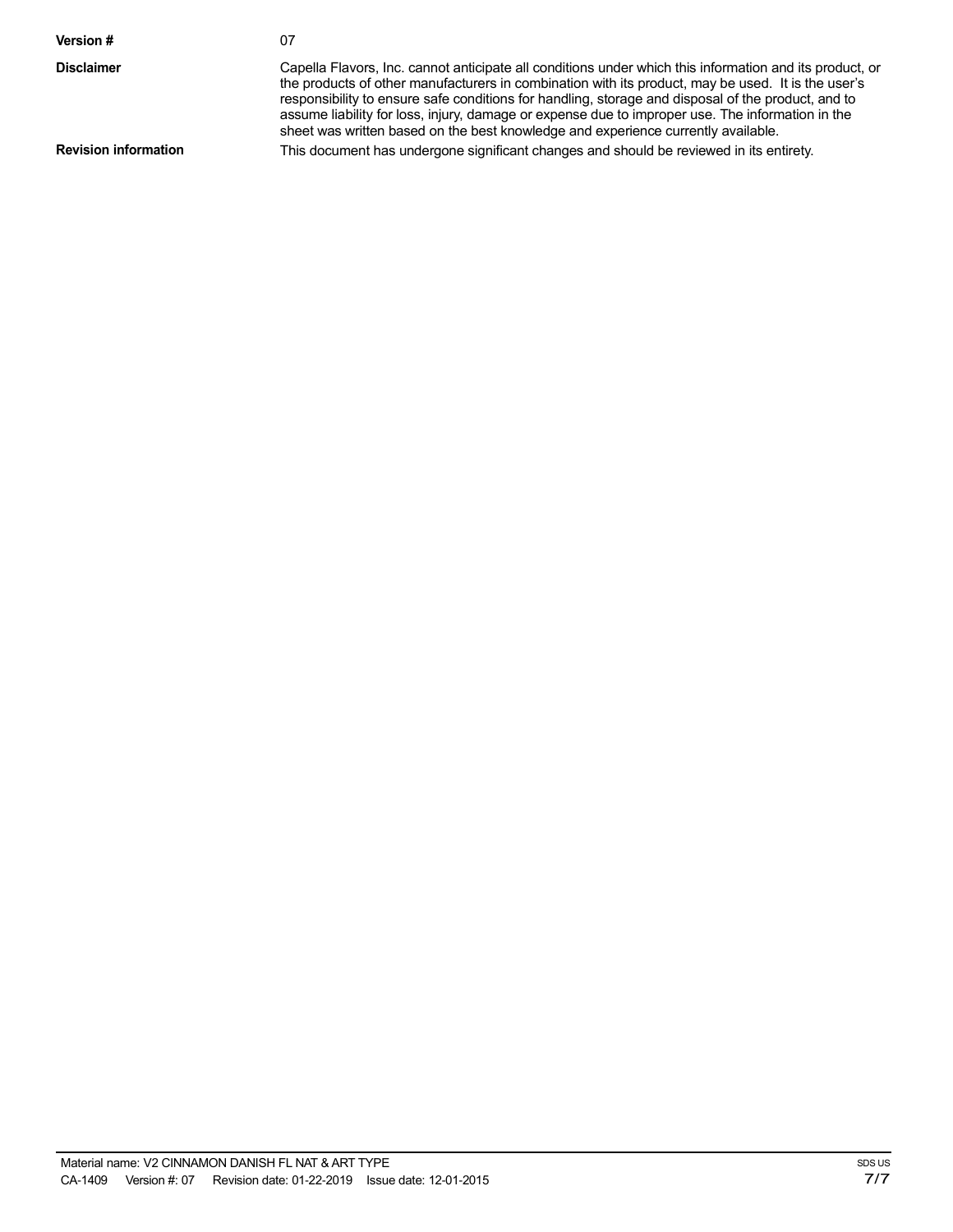| | |
|---|---|
| **Version #** | 07 |
| **Disclaimer** | Capella Flavors, Inc. cannot anticipate all conditions under which this information and its product, or the products of other manufacturers in combination with its product, may be used. It is the user's responsibility to ensure safe conditions for handling, storage and disposal of the product, and to assume liability for loss, injury, damage or expense due to improper use. The information in the sheet was written based on the best knowledge and experience currently available. |
| **Revision information** | This document has undergone significant changes and should be reviewed in its entirety. |